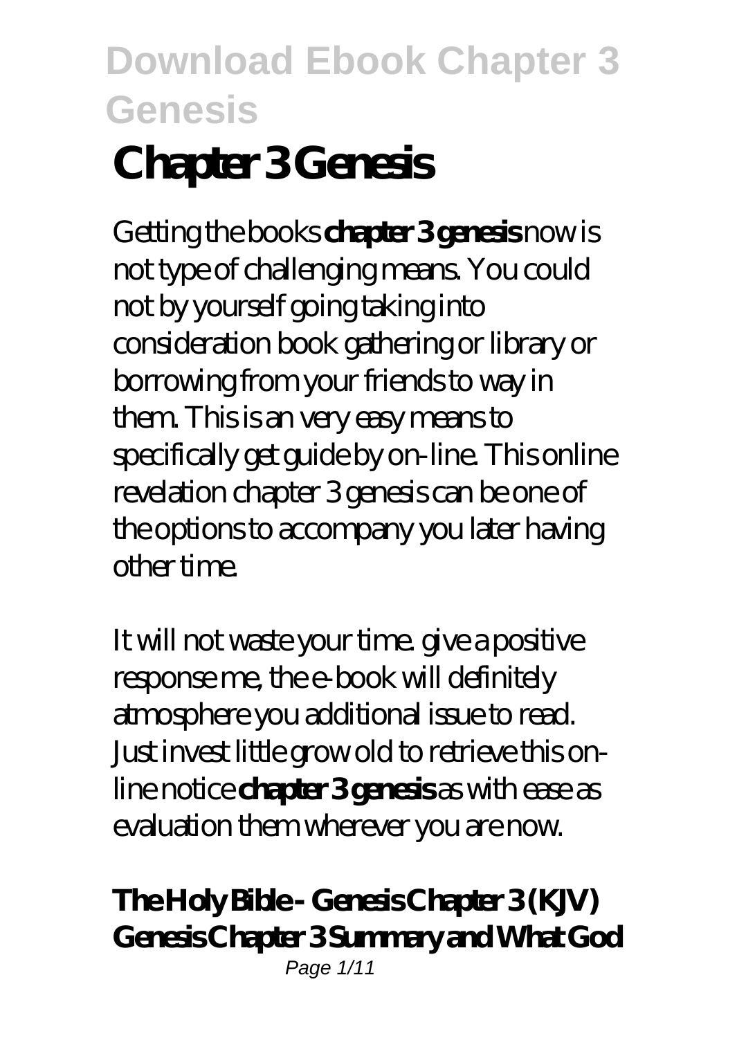# Chapter 3 Genesis

Getting the books **chapter 3 genesis** now is not type of challenging means. You could not by yourself going taking into consideration book gathering or library or borrowing from your friends to way in them. This is an very easy means to specifically get guide by on-line. This online revelation chapter 3 genesis can be one of the options to accompany you later having other time.

It will not waste your time. give a positive response me, the e-book will definitely atmosphere you additional issue to read. Just invest little grow old to retrieve this on-line notice **chapter 3 genesis** as with ease as evaluation them wherever you are now.

**The Holy Bible - Genesis Chapter 3 (KJV) Genesis Chapter 3 Summary and What God**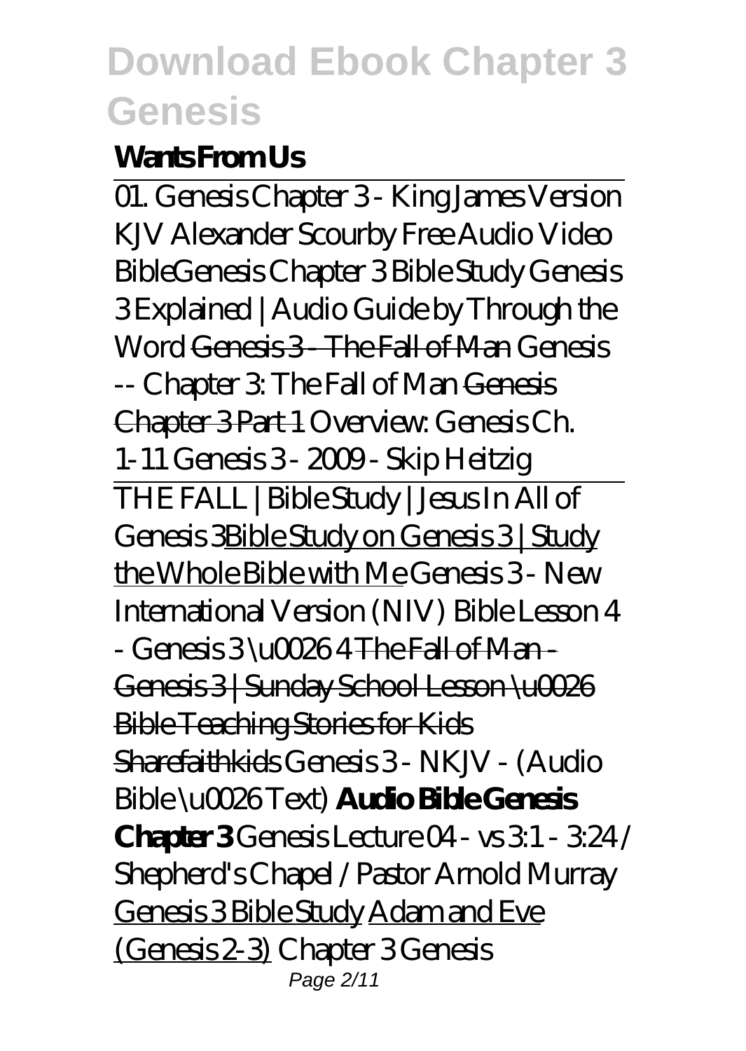**Wants From Us**

01. Genesis Chapter 3 - King James Version KJV Alexander Scourby Free Audio Video Bible*Genesis Chapter 3 Bible Study Genesis 3 Explained | Audio Guide by Through the Word* ~~Genesis 3 - The Fall of Man~~ *Genesis -- Chapter 3: The Fall of Man* ~~Genesis Chapter 3 Part 1~~ *Overview: Genesis Ch. 1-11 Genesis 3 - 2009 - Skip Heitzig*

THE FALL | Bible Study | Jesus In All of Genesis 3<u>Bible Study on Genesis 3 | Study the Whole Bible with Me</u> *Genesis 3 - New International Version (NIV) Bible Lesson 4 - Genesis 3 \u0026 4* ~~The Fall of Man - Genesis 3 | Sunday School Lesson \u0026 Bible Teaching Stories for Kids Sharefaithkids~~ *Genesis 3 - NKJV - (Audio Bible \u0026 Text)* **Audio Bible Genesis Chapter 3** *Genesis Lecture 04 - vs 3:1 - 3:24 / Shepherd's Chapel / Pastor Arnold Murray* <u>Genesis 3 Bible Study</u> <u>Adam and Eve (Genesis 2-3)</u> *Chapter 3 Genesis*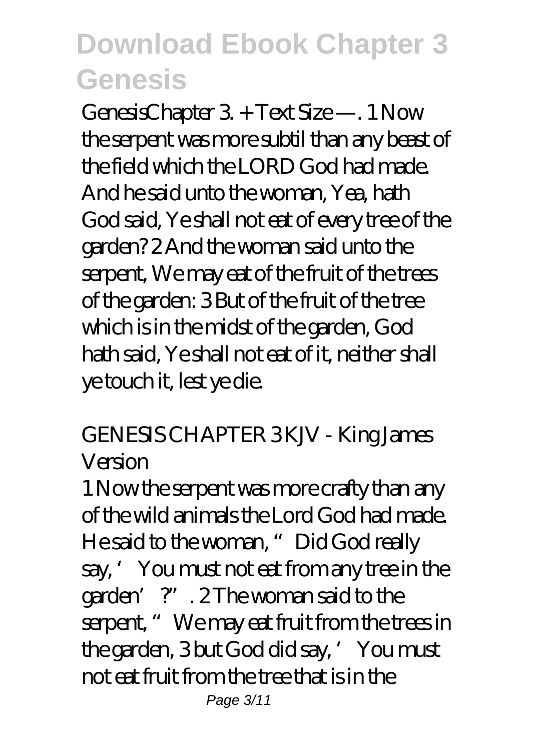GenesisChapter 3. + Text Size —. 1 Now the serpent was more subtil than any beast of the field which the LORD God had made. And he said unto the woman, Yea, hath God said, Ye shall not eat of every tree of the garden? 2 And the woman said unto the serpent, We may eat of the fruit of the trees of the garden: 3 But of the fruit of the tree which is in the midst of the garden, God hath said, Ye shall not eat of it, neither shall ye touch it, lest ye die.

*GENESIS CHAPTER 3 KJV - King James Version*

1 Now the serpent was more crafty than any of the wild animals the Lord God had made. He said to the woman, "Did God really say, 'You must not eat from any tree in the garden'?". 2 The woman said to the serpent, "We may eat fruit from the trees in the garden, 3 but God did say, 'You must not eat fruit from the tree that is in the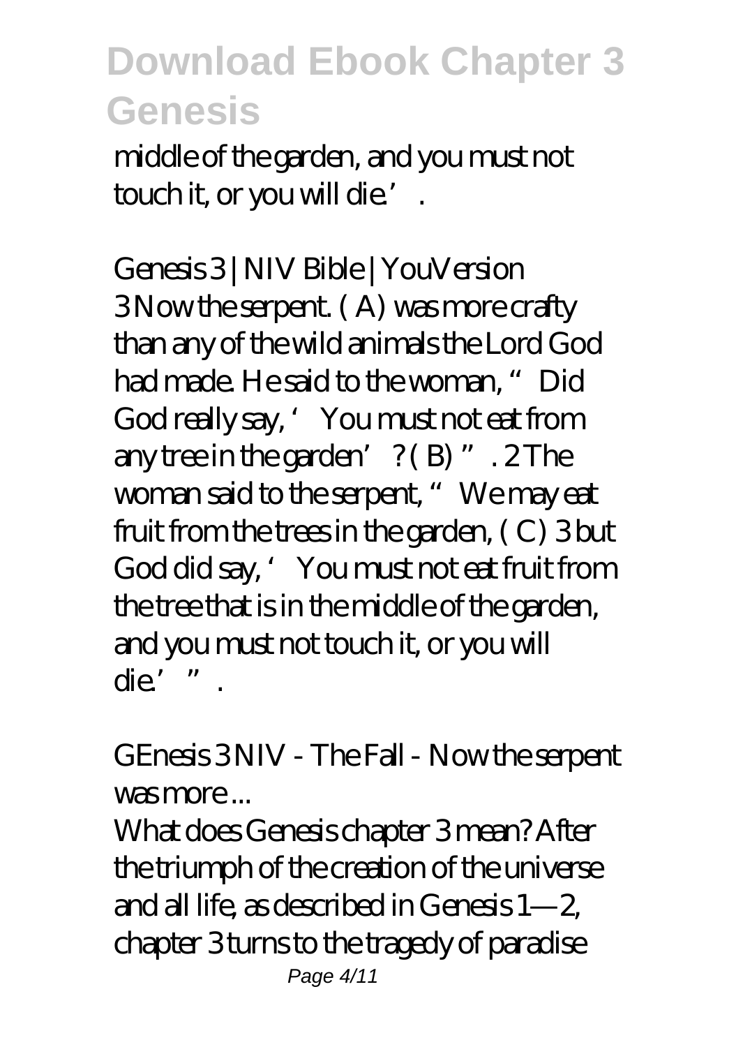middle of the garden, and you must not touch it, or you will die.'.

*Genesis 3 | NIV Bible | YouVersion*

3 Now the serpent. ( A) was more crafty than any of the wild animals the Lord God had made. He said to the woman, "Did God really say, 'You must not eat from any tree in the garden'? ( B) ". 2 The woman said to the serpent, "We may eat fruit from the trees in the garden, ( C) 3 but God did say, 'You must not eat fruit from the tree that is in the middle of the garden, and you must not touch it, or you will die.' ".

*GEnesis 3 NIV - The Fall - Now the serpent was more ...*

What does Genesis chapter 3 mean? After the triumph of the creation of the universe and all life, as described in Genesis 1—2, chapter 3 turns to the tragedy of paradise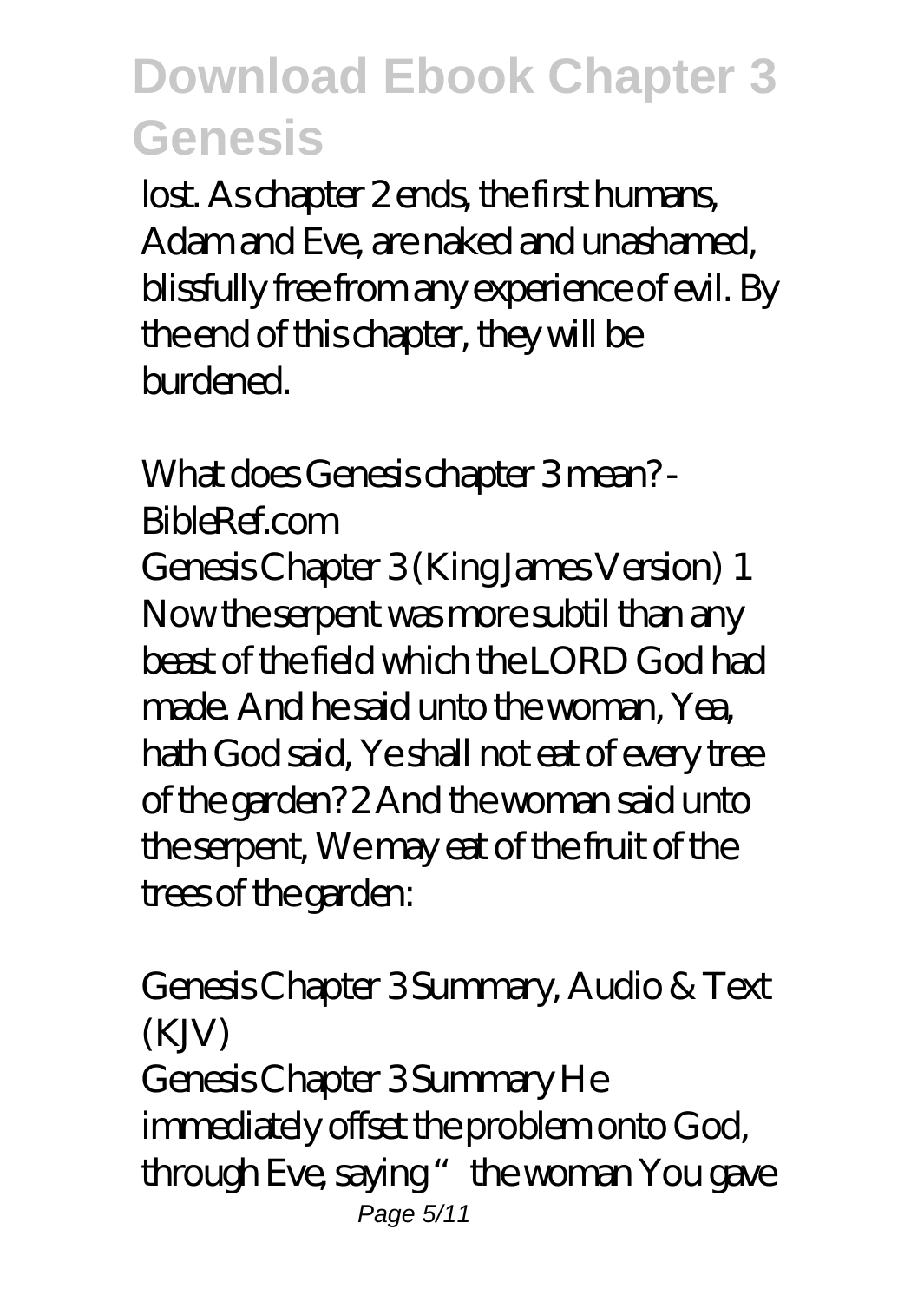lost. As chapter 2 ends, the first humans, Adam and Eve, are naked and unashamed, blissfully free from any experience of evil. By the end of this chapter, they will be burdened.

*What does Genesis chapter 3 mean? - BibleRef.com*

Genesis Chapter 3 (King James Version) 1 Now the serpent was more subtil than any beast of the field which the LORD God had made. And he said unto the woman, Yea, hath God said, Ye shall not eat of every tree of the garden? 2 And the woman said unto the serpent, We may eat of the fruit of the trees of the garden:

*Genesis Chapter 3 Summary, Audio & Text (KJV)*

Genesis Chapter 3 Summary He immediately offset the problem onto God, through Eve, saying "the woman You gave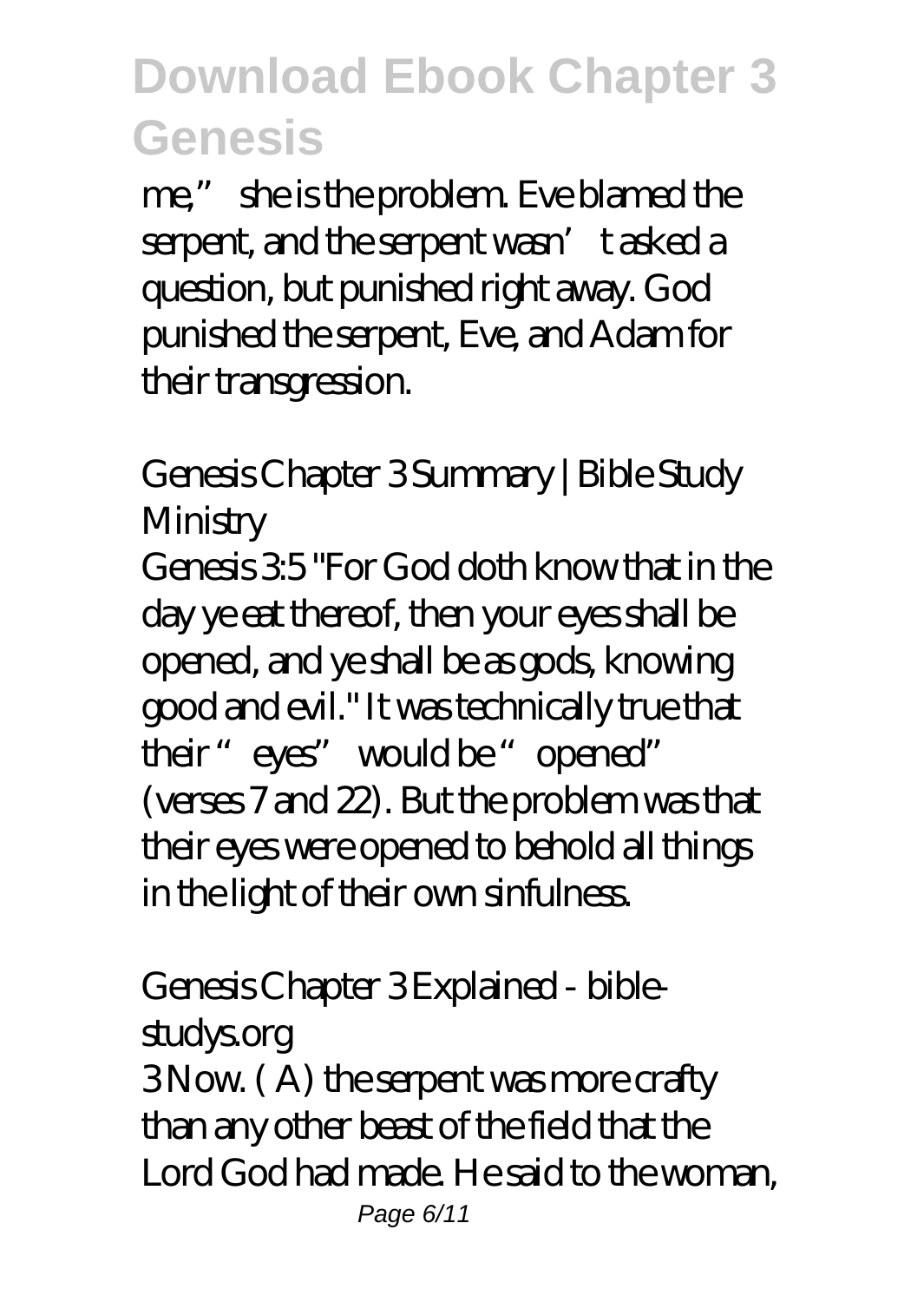me," she is the problem. Eve blamed the serpent, and the serpent wasn't asked a question, but punished right away. God punished the serpent, Eve, and Adam for their transgression.

## Genesis Chapter 3 Summary | Bible Study Ministry

Genesis 3:5 "For God doth know that in the day ye eat thereof, then your eyes shall be opened, and ye shall be as gods, knowing good and evil." It was technically true that their "eyes" would be "opened" (verses 7 and 22). But the problem was that their eyes were opened to behold all things in the light of their own sinfulness.

## Genesis Chapter 3 Explained - bible-studys.org

3 Now. ( A) the serpent was more crafty than any other beast of the field that the Lord God had made. He said to the woman,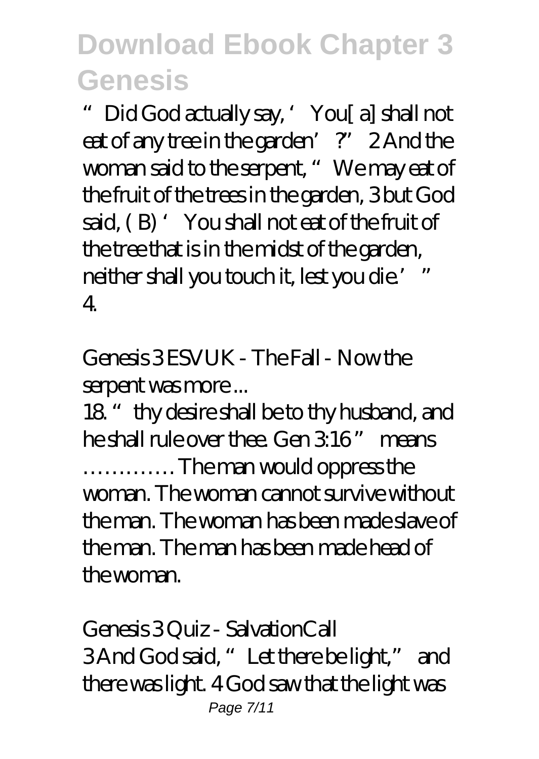# Download Ebook Chapter 3 Genesis

"Did God actually say, 'You[ a] shall not eat of any tree in the garden'?" 2 And the woman said to the serpent, "We may eat of the fruit of the trees in the garden, 3 but God said, ( B) 'You shall not eat of the fruit of the tree that is in the midst of the garden, neither shall you touch it, lest you die.'" 4.

*Genesis 3 ESVUK - The Fall - Now the serpent was more ...*

18. "thy desire shall be to thy husband, and he shall rule over thee. Gen 3:16" means …………. The man would oppress the woman. The woman cannot survive without the man. The woman has been made slave of the man. The man has been made head of the woman.

*Genesis 3 Quiz - SalvationCall*

3 And God said, "Let there be light," and there was light. 4 God saw that the light was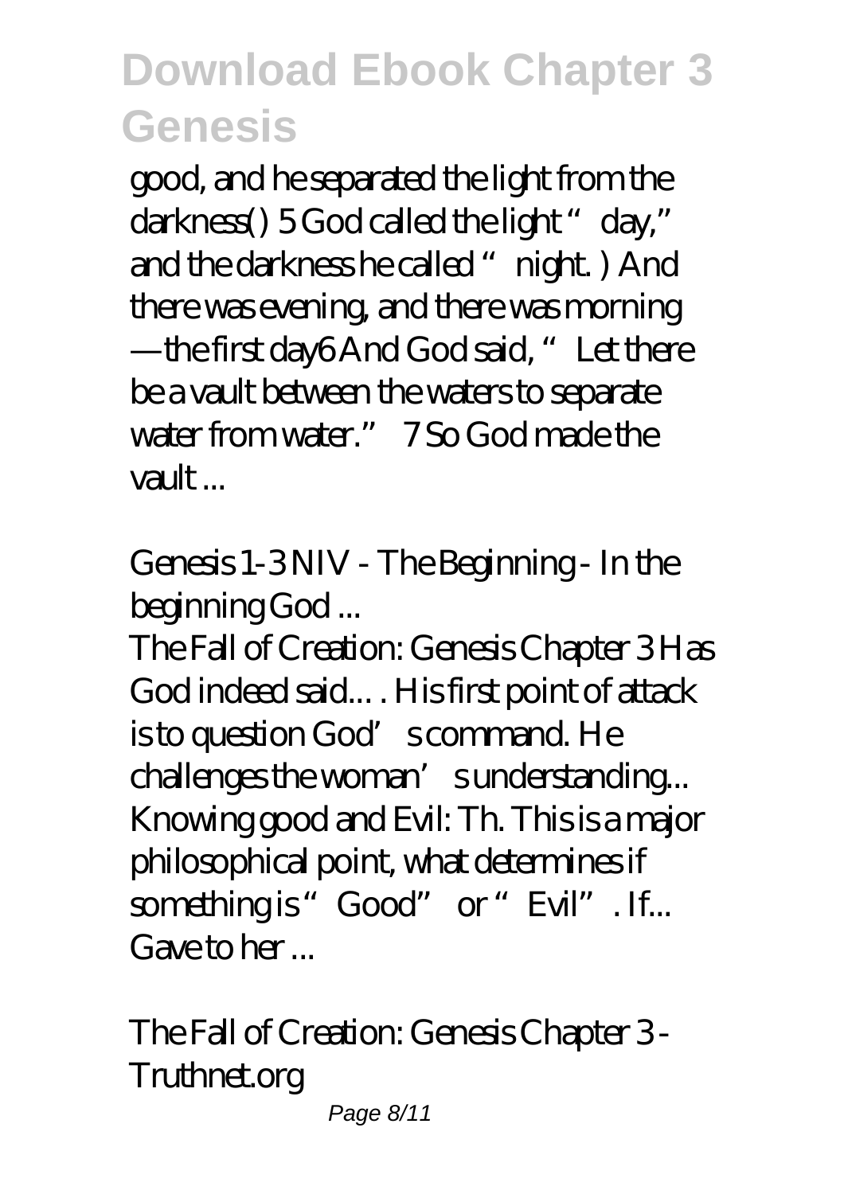good, and he separated the light from the darkness() 5 God called the light "day," and the darkness he called "night. ) And there was evening, and there was morning —the first day6 And God said, "Let there be a vault between the waters to separate water from water." 7 So God made the vault ...

*Genesis 1-3 NIV - The Beginning - In the beginning God ...*

The Fall of Creation: Genesis Chapter 3 Has God indeed said... . His first point of attack is to question God's command. He challenges the woman's understanding... Knowing good and Evil: Th. This is a major philosophical point, what determines if something is "Good" or "Evil". If... Gave to her ...

*The Fall of Creation: Genesis Chapter 3 - Truthnet.org*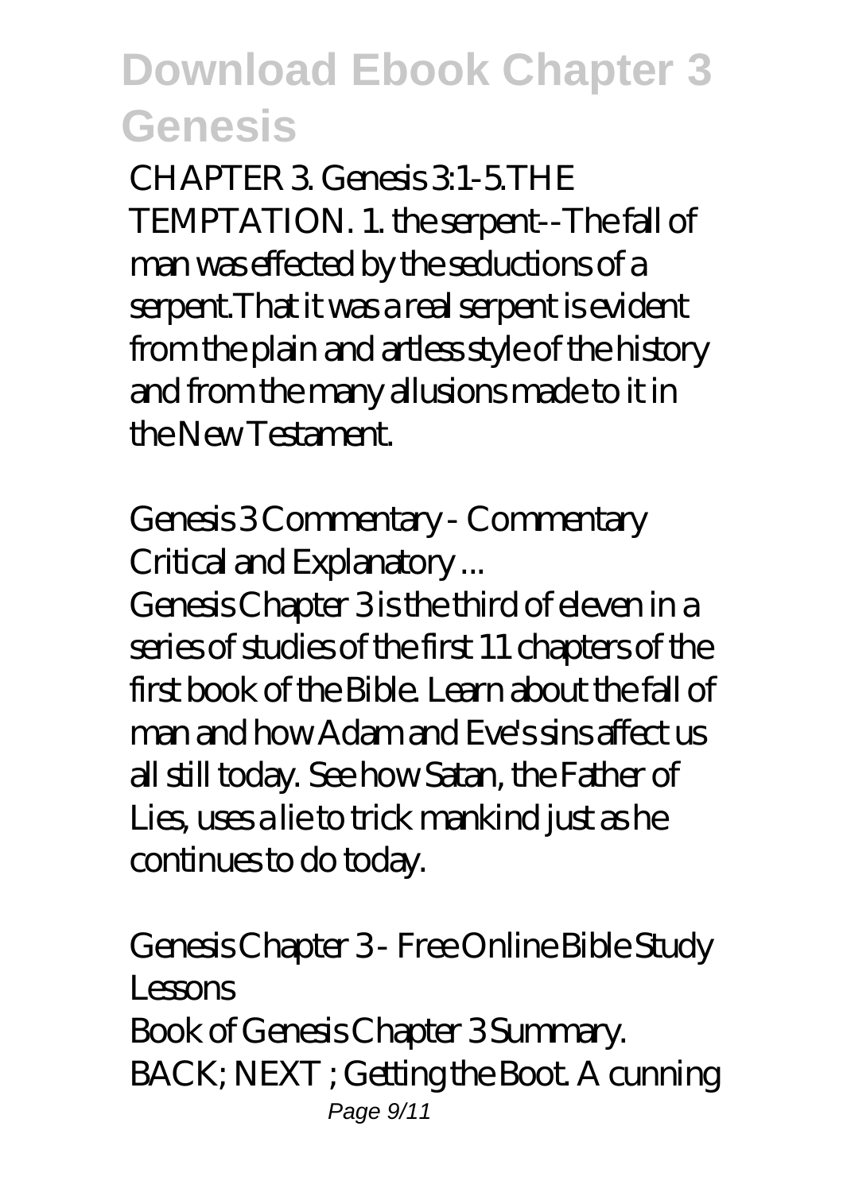CHAPTER 3. Genesis 3:1-5.THE TEMPTATION. 1. the serpent--The fall of man was effected by the seductions of a serpent.That it was a real serpent is evident from the plain and artless style of the history and from the many allusions made to it in the New Testament.

*Genesis 3 Commentary - Commentary Critical and Explanatory ...*

Genesis Chapter 3 is the third of eleven in a series of studies of the first 11 chapters of the first book of the Bible. Learn about the fall of man and how Adam and Eve's sins affect us all still today. See how Satan, the Father of Lies, uses a lie to trick mankind just as he continues to do today.

*Genesis Chapter 3 - Free Online Bible Study Lessons*

Book of Genesis Chapter 3 Summary. BACK; NEXT ; Getting the Boot. A cunning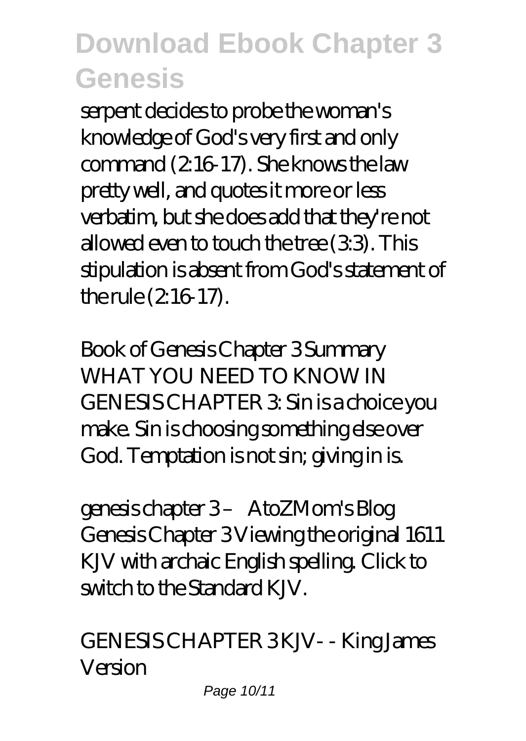serpent decides to probe the woman's knowledge of God's very first and only command (2:16-17). She knows the law pretty well, and quotes it more or less verbatim, but she does add that they're not allowed even to touch the tree (3:3). This stipulation is absent from God's statement of the rule (2:16-17).

*Book of Genesis Chapter 3 Summary*

WHAT YOU NEED TO KNOW IN GENESIS CHAPTER 3: Sin is a choice you make. Sin is choosing something else over God. Temptation is not sin; giving in is.

*genesis chapter 3 – AtoZMom's Blog*

Genesis Chapter 3 Viewing the original 1611 KJV with archaic English spelling. Click to switch to the Standard KJV.

*GENESIS CHAPTER 3 KJV - - King James Version*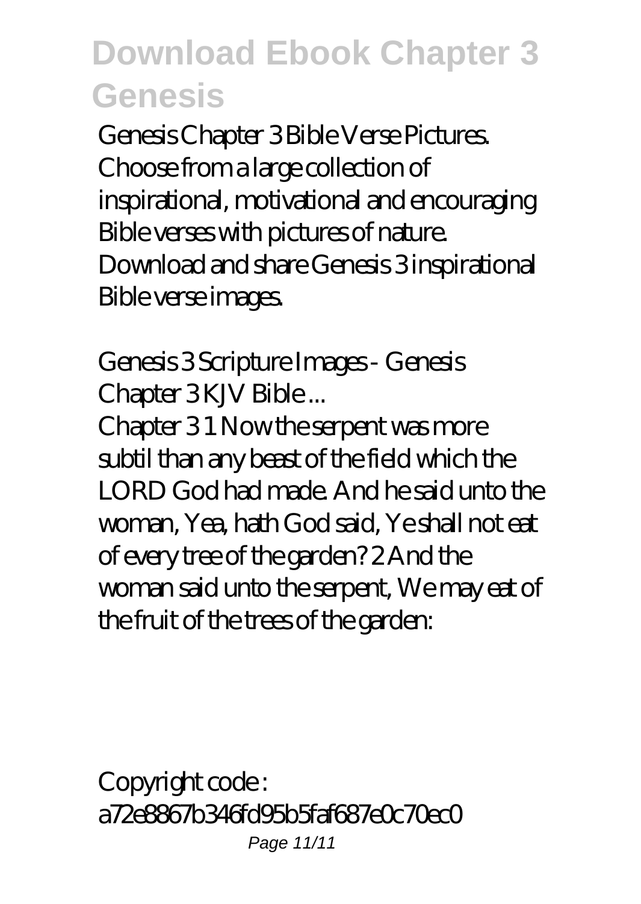Genesis Chapter 3 Bible Verse Pictures. Choose from a large collection of inspirational, motivational and encouraging Bible verses with pictures of nature. Download and share Genesis 3 inspirational Bible verse images.

*Genesis 3 Scripture Images - Genesis Chapter 3 KJV Bible ...*

Chapter 3 1 Now the serpent was more subtil than any beast of the field which the LORD God had made. And he said unto the woman, Yea, hath God said, Ye shall not eat of every tree of the garden? 2 And the woman said unto the serpent, We may eat of the fruit of the trees of the garden:

Copyright code : a72e8867b346fd95b5faf687e0c70ec0